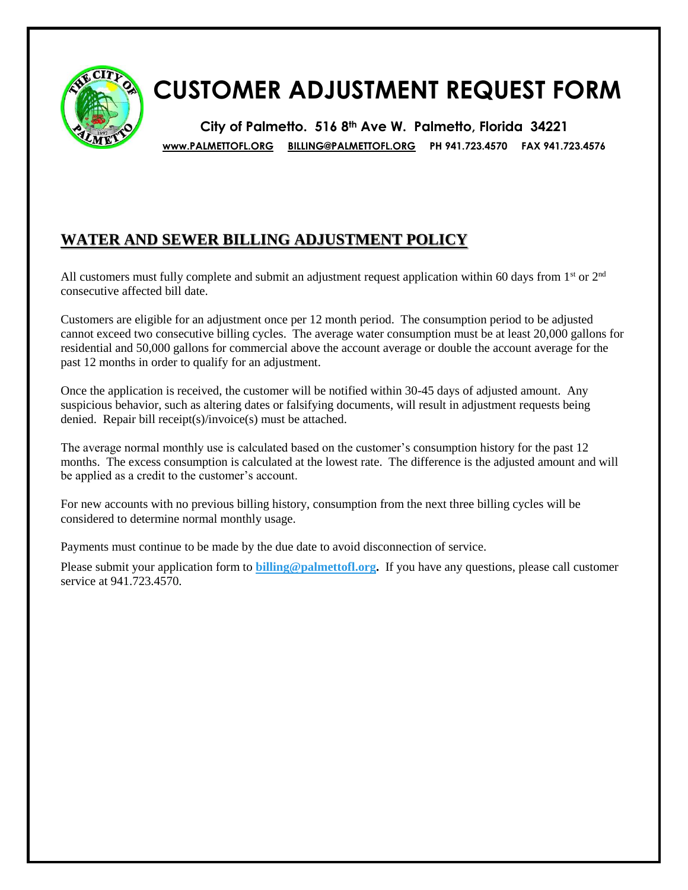# CUSTOMER ADJUSTMENT REQUEST FORM

**City of Palmetto. 516 8th Ave W. Palmetto, Florida 34221**

**WWW.PALMETTOFL.ORG BILLING@PALMETTOFL.ORG PH 941.723.4570 FAX 941.723.4576**

## WATER AND SEWER BILLING ADJUSTMENT POLICY

All customers must fully complete and submit an adjustment request application within 60 days from 1st or 2nd consecutive affected bill date.

Customers are eligible for an adjustment once per 12 month period. The consumption period to be adjusted cannot exceed two consecutive billing cycles. The average water consumption must be at least 20,000 gallons for residential and 50,000 gallons for commercial above the account average or double the account average for the past 12 months in order to qualify for an adjustment.

Once the application is received, the customer will be notified within 30-45 days of adjusted amount. Any suspicious behavior, such as altering dates or falsifying documents, will result in adjustment requests being denied. Repair bill receipt(s)/invoice(s) must be attached.

The average normal monthly use is calculated based on the customer's consumption history for the past 12 months. The excess consumption is calculated at the lowest rate. The difference is the adjusted amount and will be applied as a credit to the customer's account.

For new accounts with no previous billing history, consumption from the next three billing cycles will be considered to determine normal monthly usage.

Payments must continue to be made by the due date to avoid disconnection of service.

Please submit your application form to **billing@palmettofl.org.** If you have any questions, please call customer service at 941.723.4570.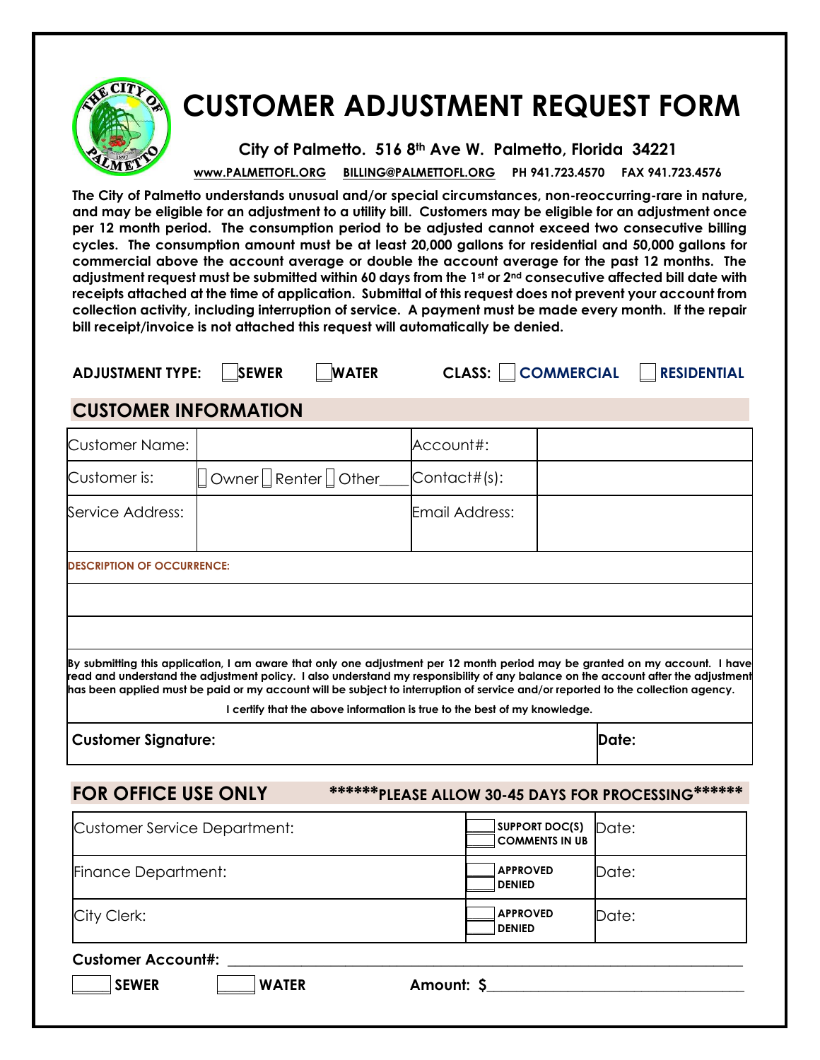# CUSTOMER ADJUSTMENT REQUEST FORM

**City of Palmetto. 516 8th Ave W. Palmetto, Florida 34221**

**WWW.PALMETTOFL.ORG BILLING@PALMETTOFL.ORG PH 941.723.4570 FAX 941.723.4576**

**The City of Palmetto understands unusual and/or special circumstances, non-reoccurring-rare in nature, and may be eligible for an adjustment to a utility bill. Customers may be eligible for an adjustment once per 12 month period. The consumption period to be adjusted cannot exceed two consecutive billing cycles. The consumption amount must be at least 20,000 gallons for residential and 50,000 gallons for commercial above the account average or double the account average for the past 12 months. The adjustment request must be submitted within 60 days from the 1st or 2nd consecutive affected bill date with receipts attached at the time of application. Submittal of this request does not prevent your account from collection activity, including interruption of service. A payment must be made every month. If the repair bill receipt/invoice is not attached this request will automatically be denied.**

**ADJUSTMENT TYPE:** ☐ **SEWER** ☐ **WATER** **CLASS:** ☐ **COMMERCIAL** ☐ **RESIDENTIAL**

## CUSTOMER INFORMATION

| | | | |
|---|---|---|---|
| Customer Name: | | Account#: | |
| Customer is: | ☐ Owner ☐ Renter ☐ Other___ | Contact#(s): | |
| Service Address: | | Email Address: | |

**DESCRIPTION OF OCCURRENCE:**

&nbsp;

&nbsp;

**By submitting this application, I am aware that only one adjustment per 12 month period may be granted on my account. I have read and understand the adjustment policy. I also understand my responsibility of any balance on the account after the adjustment has been applied must be paid or my account will be subject to interruption of service and/or reported to the collection agency.**

**I certify that the above information is true to the best of my knowledge.**

| | |
|---|---|
| **Customer Signature:** | **Date:** |

## FOR OFFICE USE ONLY ******PLEASE ALLOW 30-45 DAYS FOR PROCESSING******

| | | |
|---|---|---|
| Customer Service Department: | ☐ **SUPPORT DOC(S)** ☐ **COMMENTS IN UB** | Date: |
| Finance Department: | ☐ **APPROVED** ☐ **DENIED** | Date: |
| City Clerk: | ☐ **APPROVED** ☐ **DENIED** | Date: |

**Customer Account#:** ______________________________________________

_____ **SEWER** _____ **WATER** **Amount: $**_______________________________